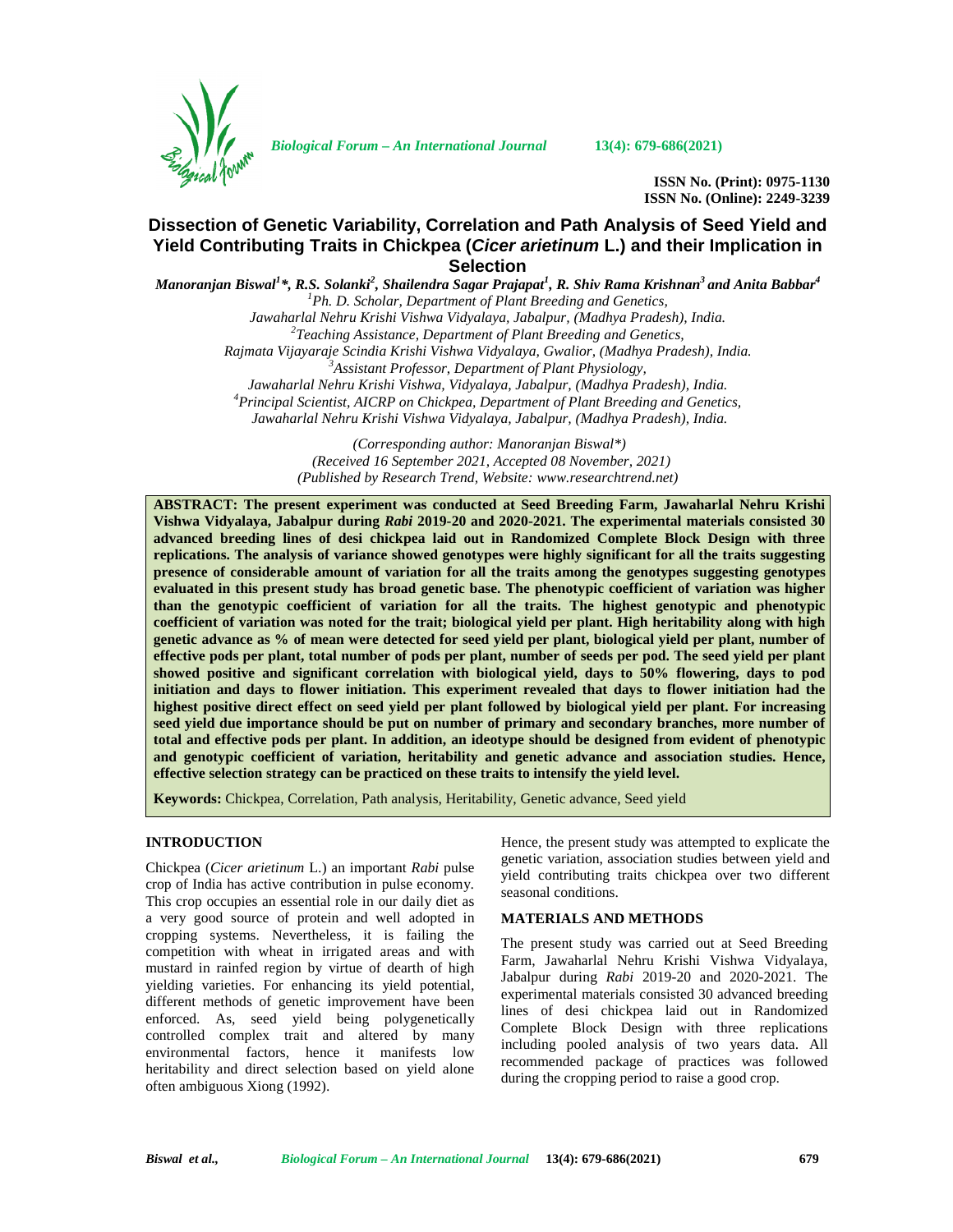# Dissection of Genetic Variability, Correlation and Path Analysis of Seed Yield and Yield Contributing Traits in Chickpea (*Cicer arietinum* L.) and their Implication in Selection

*Manoranjan Biswal[1]\*, R.S. Solanki[2], Shailendra Sagar Prajapat[1], R. Shiv Rama Krishnan[3] and Anita Babbar[4]*

[1]Ph. D. Scholar, Department of Plant Breeding and Genetics, Jawaharlal Nehru Krishi Vishwa Vidyalaya, Jabalpur, (Madhya Pradesh), India.
[2]Teaching Assistance, Department of Plant Breeding and Genetics, Rajmata Vijayaraje Scindia Krishi Vishwa Vidyalaya, Gwalior, (Madhya Pradesh), India.
[3]Assistant Professor, Department of Plant Physiology, Jawaharlal Nehru Krishi Vishwa, Vidyalaya, Jabalpur, (Madhya Pradesh), India.
[4]Principal Scientist, AICRP on Chickpea, Department of Plant Breeding and Genetics, Jawaharlal Nehru Krishi Vishwa Vidyalaya, Jabalpur, (Madhya Pradesh), India.

*(Corresponding author: Manoranjan Biswal\*)*
*(Received 16 September 2021, Accepted 08 November, 2021)*
*(Published by Research Trend, Website: www.researchtrend.net)*

**ABSTRACT: The present experiment was conducted at Seed Breeding Farm, Jawaharlal Nehru Krishi Vishwa Vidyalaya, Jabalpur during *Rabi* 2019-20 and 2020-2021. The experimental materials consisted 30 advanced breeding lines of desi chickpea laid out in Randomized Complete Block Design with three replications. The analysis of variance showed genotypes were highly significant for all the traits suggesting presence of considerable amount of variation for all the traits among the genotypes suggesting genotypes evaluated in this present study has broad genetic base. The phenotypic coefficient of variation was higher than the genotypic coefficient of variation for all the traits. The highest genotypic and phenotypic coefficient of variation was noted for the trait; biological yield per plant. High heritability along with high genetic advance as % of mean were detected for seed yield per plant, biological yield per plant, number of effective pods per plant, total number of pods per plant, number of seeds per pod. The seed yield per plant showed positive and significant correlation with biological yield, days to 50% flowering, days to pod initiation and days to flower initiation. This experiment revealed that days to flower initiation had the highest positive direct effect on seed yield per plant followed by biological yield per plant. For increasing seed yield due importance should be put on number of primary and secondary branches, more number of total and effective pods per plant. In addition, an ideotype should be designed from evident of phenotypic and genotypic coefficient of variation, heritability and genetic advance and association studies. Hence, effective selection strategy can be practiced on these traits to intensify the yield level.**

**Keywords:** Chickpea, Correlation, Path analysis, Heritability, Genetic advance, Seed yield

## INTRODUCTION

Chickpea (*Cicer arietinum* L.) an important *Rabi* pulse crop of India has active contribution in pulse economy. This crop occupies an essential role in our daily diet as a very good source of protein and well adopted in cropping systems. Nevertheless, it is failing the competition with wheat in irrigated areas and with mustard in rainfed region by virtue of dearth of high yielding varieties. For enhancing its yield potential, different methods of genetic improvement have been enforced. As, seed yield being polygenetically controlled complex trait and altered by many environmental factors, hence it manifests low heritability and direct selection based on yield alone often ambiguous Xiong (1992).

Hence, the present study was attempted to explicate the genetic variation, association studies between yield and yield contributing traits chickpea over two different seasonal conditions.

## MATERIALS AND METHODS

The present study was carried out at Seed Breeding Farm, Jawaharlal Nehru Krishi Vishwa Vidyalaya, Jabalpur during *Rabi* 2019-20 and 2020-2021. The experimental materials consisted 30 advanced breeding lines of desi chickpea laid out in Randomized Complete Block Design with three replications including pooled analysis of two years data. All recommended package of practices was followed during the cropping period to raise a good crop.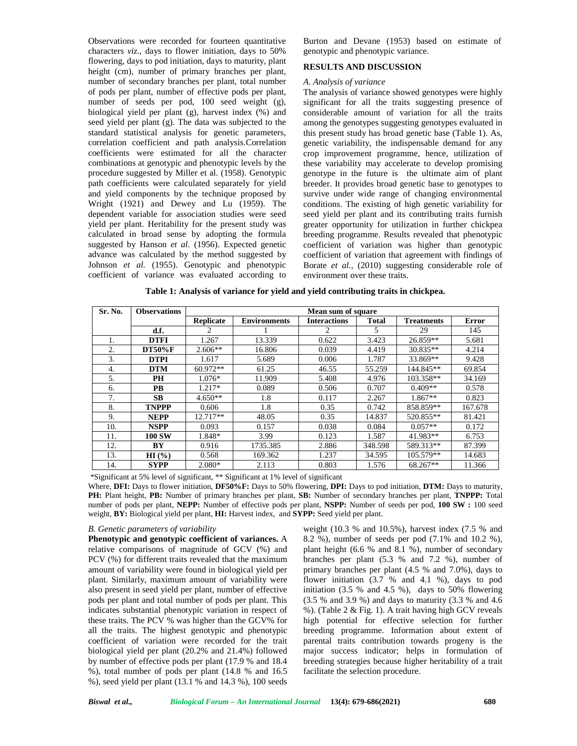Observations were recorded for fourteen quantitative characters *viz*., days to flower initiation, days to 50% flowering, days to pod initiation, days to maturity, plant height (cm), number of primary branches per plant, number of secondary branches per plant, total number of pods per plant, number of effective pods per plant, number of seeds per pod, 100 seed weight (g), biological yield per plant (g), harvest index (%) and seed yield per plant (g). The data was subjected to the standard statistical analysis for genetic parameters, correlation coefficient and path analysis.Correlation coefficients were estimated for all the character combinations at genotypic and phenotypic levels by the procedure suggested by Miller et al. (1958). Genotypic path coefficients were calculated separately for yield and yield components by the technique proposed by Wright (1921) and Dewey and Lu (1959). The dependent variable for association studies were seed yield per plant. Heritability for the present study was calculated in broad sense by adopting the formula suggested by Hanson *et al.* (1956). Expected genetic advance was calculated by the method suggested by Johnson *et al.* (1955). Genotypic and phenotypic coefficient of variance was evaluated according to Burton and Devane (1953) based on estimate of genotypic and phenotypic variance.

## RESULTS AND DISCUSSION

### *A. Analysis of variance*

The analysis of variance showed genotypes were highly significant for all the traits suggesting presence of considerable amount of variation for all the traits among the genotypes suggesting genotypes evaluated in this present study has broad genetic base (Table 1). As, genetic variability, the indispensable demand for any crop improvement programme, hence, utilization of these variability may accelerate to develop promising genotype in the future is the ultimate aim of plant breeder. It provides broad genetic base to genotypes to survive under wide range of changing environmental conditions. The existing of high genetic variability for seed yield per plant and its contributing traits furnish greater opportunity for utilization in further chickpea breeding programme. Results revealed that phenotypic coefficient of variation was higher than genotypic coefficient of variation that agreement with findings of Borate *et al.,* (2010) suggesting considerable role of environment over these traits.

**Table 1: Analysis of variance for yield and yield contributing traits in chickpea.**

| Sr. No. | Observations | Mean sum of square | | | | | |
|---|---|---|---|---|---|---|---|
| | | **Replicate** | **Environments** | **Interactions** | **Total** | **Treatments** | **Error** |
| | **d.f.** | 2 | 1 | 2 | 5 | 29 | 145 |
| 1. | **DTFI** | 1.267 | 13.339 | 0.622 | 3.423 | 26.859** | 5.681 |
| 2. | **DT50%F** | 2.606** | 16.806 | 0.039 | 4.419 | 30.835** | 4.214 |
| 3. | **DTPI** | 1.617 | 5.689 | 0.006 | 1.787 | 33.869** | 9.428 |
| 4. | **DTM** | 60.972** | 61.25 | 46.55 | 55.259 | 144.845** | 69.854 |
| 5. | **PH** | 1.076* | 11.909 | 5.408 | 4.976 | 103.358** | 34.169 |
| 6. | **PB** | 1.217* | 0.089 | 0.506 | 0.707 | 0.409** | 0.578 |
| 7. | **SB** | 4.650** | 1.8 | 0.117 | 2.267 | 1.867** | 0.823 |
| 8. | **TNPPP** | 0.606 | 1.8 | 0.35 | 0.742 | 858.859** | 167.678 |
| 9. | **NEPP** | 12.717** | 48.05 | 0.35 | 14.837 | 520.855** | 81.421 |
| 10. | **NSPP** | 0.093 | 0.157 | 0.038 | 0.084 | 0.057** | 0.172 |
| 11. | **100 SW** | 1.848* | 3.99 | 0.123 | 1.587 | 41.983** | 6.753 |
| 12. | **BY** | 0.916 | 1735.385 | 2.886 | 348.598 | 589.313** | 87.399 |
| 13. | **HI (%)** | 0.568 | 169.362 | 1.237 | 34.595 | 105.579** | 14.683 |
| 14. | **SYPP** | 2.080* | 2.113 | 0.803 | 1.576 | 68.267** | 11.366 |

*Significant at 5% level of significant, ** Significant at 1% level of significant

Where, **DFI:** Days to flower initiation, **DF50%F:** Days to 50% flowering, **DPI:** Days to pod initiation, **DTM:** Days to maturity, **PH:** Plant height, **PB:** Number of primary branches per plant, **SB:** Number of secondary branches per plant, **TNPPP:** Total number of pods per plant, **NEPP:** Number of effective pods per plant, **NSPP:** Number of seeds per pod, **100 SW :** 100 seed weight, **BY:** Biological yield per plant, **HI:** Harvest index, and **SYPP:** Seed yield per plant.

### *B. Genetic parameters of variability*

**Phenotypic and genotypic coefficient of variances.** A relative comparisons of magnitude of GCV (%) and PCV (%) for different traits revealed that the maximum amount of variability were found in biological yield per plant. Similarly, maximum amount of variability were also present in seed yield per plant, number of effective pods per plant and total number of pods per plant. This indicates substantial phenotypic variation in respect of these traits. The PCV % was higher than the GCV% for all the traits. The highest genotypic and phenotypic coefficient of variation were recorded for the trait biological yield per plant (20.2% and 21.4%) followed by number of effective pods per plant (17.9 % and 18.4 %), total number of pods per plant (14.8 % and 16.5 %), seed yield per plant (13.1 % and 14.3 %), 100 seeds weight (10.3 % and 10.5%), harvest index (7.5 % and 8.2 %), number of seeds per pod (7.1% and 10.2 %), plant height (6.6 % and 8.1 %), number of secondary branches per plant (5.3 % and 7.2 %), number of primary branches per plant (4.5 % and 7.0%), days to flower initiation (3.7 % and 4.1 %), days to pod initiation (3.5 % and 4.5 %), days to 50% flowering (3.5 % and 3.9 %) and days to maturity (3.3 % and 4.6 %). (Table 2 & Fig. 1). A trait having high GCV reveals high potential for effective selection for further breeding programme. Information about extent of parental traits contribution towards progeny is the major success indicator; helps in formulation of breeding strategies because higher heritability of a trait facilitate the selection procedure.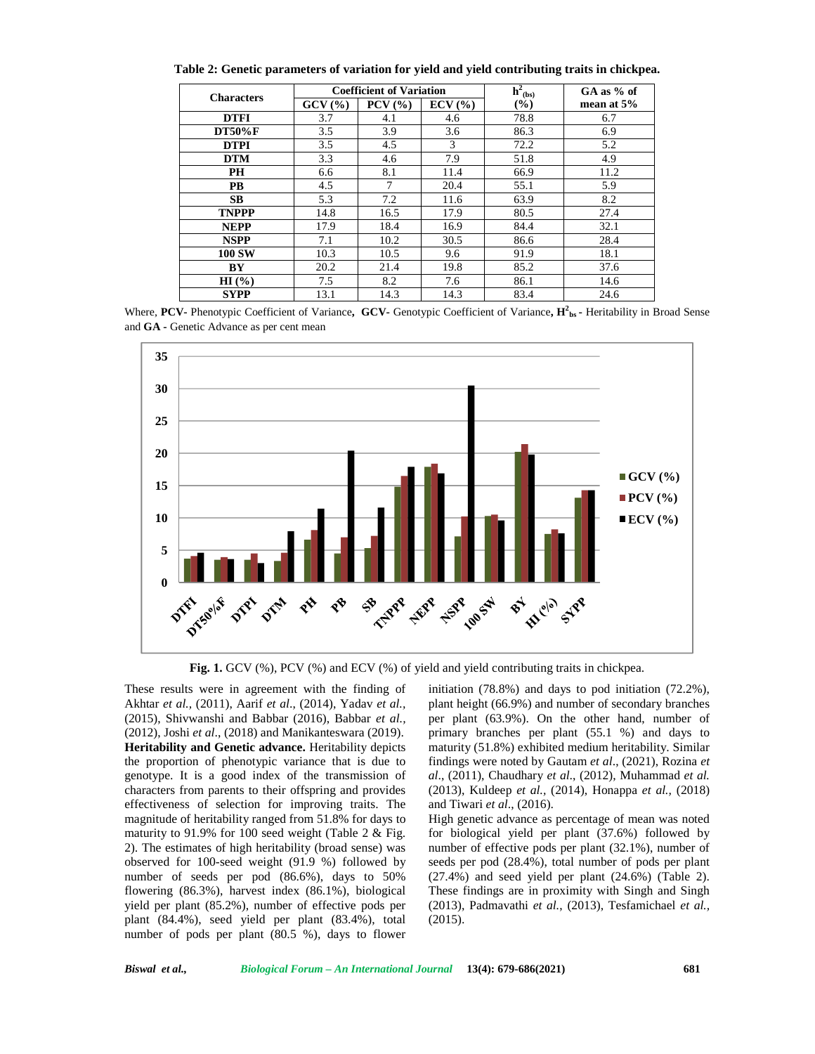**Table 2: Genetic parameters of variation for yield and yield contributing traits in chickpea.**

| Characters | Coefficient of Variation | | | $h^2_{(bs)}$ (%) | GA as % of mean at 5% |
|---|---|---|---|---|---|
| | GCV (%) | PCV (%) | ECV (%) | | |
| DTFI | 3.7 | 4.1 | 4.6 | 78.8 | 6.7 |
| DT50%F | 3.5 | 3.9 | 3.6 | 86.3 | 6.9 |
| DTPI | 3.5 | 4.5 | 3 | 72.2 | 5.2 |
| DTM | 3.3 | 4.6 | 7.9 | 51.8 | 4.9 |
| PH | 6.6 | 8.1 | 11.4 | 66.9 | 11.2 |
| PB | 4.5 | 7 | 20.4 | 55.1 | 5.9 |
| SB | 5.3 | 7.2 | 11.6 | 63.9 | 8.2 |
| TNPPP | 14.8 | 16.5 | 17.9 | 80.5 | 27.4 |
| NEPP | 17.9 | 18.4 | 16.9 | 84.4 | 32.1 |
| NSPP | 7.1 | 10.2 | 30.5 | 86.6 | 28.4 |
| 100 SW | 10.3 | 10.5 | 9.6 | 91.9 | 18.1 |
| BY | 20.2 | 21.4 | 19.8 | 85.2 | 37.6 |
| HI (%) | 7.5 | 8.2 | 7.6 | 86.1 | 14.6 |
| SYPP | 13.1 | 14.3 | 14.3 | 83.4 | 24.6 |

Where, **PCV**- Phenotypic Coefficient of Variance**, GCV**- Genotypic Coefficient of Variance**,** $H^2_{bs}$ **-** Heritability in Broad Sense and **GA -** Genetic Advance as per cent mean

**Fig. 1.** GCV (%), PCV (%) and ECV (%) of yield and yield contributing traits in chickpea.

These results were in agreement with the finding of Akhtar *et al.,* (2011), Aarif *et al*., (2014), Yadav *et al.,* (2015), Shivwanshi and Babbar (2016), Babbar *et al.,* (2012), Joshi *et al*., (2018) and Manikanteswara (2019).

**Heritability and Genetic advance.** Heritability depicts the proportion of phenotypic variance that is due to genotype. It is a good index of the transmission of characters from parents to their offspring and provides effectiveness of selection for improving traits. The magnitude of heritability ranged from 51.8% for days to maturity to 91.9% for 100 seed weight (Table 2 & Fig. 2). The estimates of high heritability (broad sense) was observed for 100-seed weight (91.9 %) followed by number of seeds per pod (86.6%), days to 50% flowering (86.3%), harvest index (86.1%), biological yield per plant (85.2%), number of effective pods per plant (84.4%), seed yield per plant (83.4%), total number of pods per plant (80.5 %), days to flower initiation (78.8%) and days to pod initiation (72.2%), plant height (66.9%) and number of secondary branches per plant (63.9%). On the other hand, number of primary branches per plant (55.1 %) and days to maturity (51.8%) exhibited medium heritability. Similar findings were noted by Gautam *et al*., (2021), Rozina *et al*., (2011), Chaudhary *et al*., (2012), Muhammad *et al.* (2013), Kuldeep *et al.,* (2014), Honappa *et al.,* (2018) and Tiwari *et al*., (2016).

High genetic advance as percentage of mean was noted for biological yield per plant (37.6%) followed by number of effective pods per plant (32.1%), number of seeds per pod (28.4%), total number of pods per plant (27.4%) and seed yield per plant (24.6%) (Table 2). These findings are in proximity with Singh and Singh (2013), Padmavathi *et al.,* (2013), Tesfamichael *et al.,* (2015).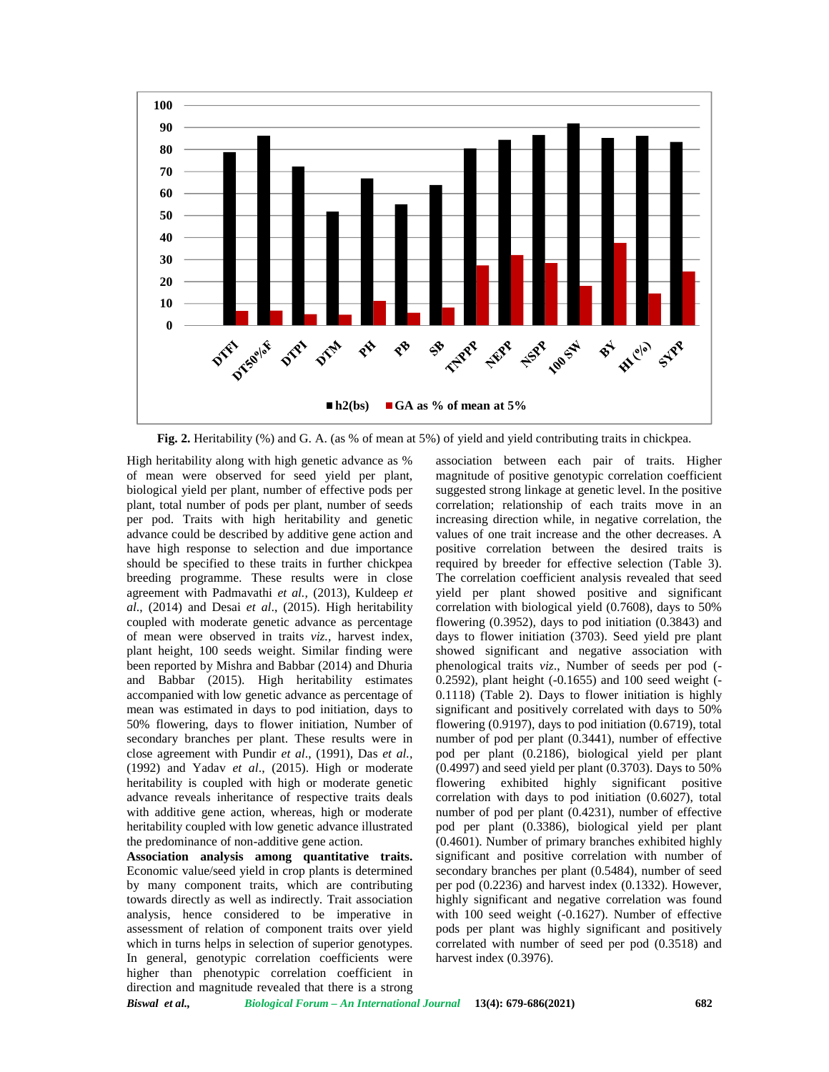Fig. 2. Heritability (%) and G. A. (as % of mean at 5%) of yield and yield contributing traits in chickpea.

High heritability along with high genetic advance as % of mean were observed for seed yield per plant, biological yield per plant, number of effective pods per plant, total number of pods per plant, number of seeds per pod. Traits with high heritability and genetic advance could be described by additive gene action and have high response to selection and due importance should be specified to these traits in further chickpea breeding programme. These results were in close agreement with Padmavathi *et al.,* (2013), Kuldeep *et al.,* (2014) and Desai *et al*., (2015). High heritability coupled with moderate genetic advance as percentage of mean were observed in traits *viz.,* harvest index, plant height, 100 seeds weight. Similar finding were been reported by Mishra and Babbar (2014) and Dhuria and Babbar (2015). High heritability estimates accompanied with low genetic advance as percentage of mean was estimated in days to pod initiation, days to 50% flowering, days to flower initiation, Number of secondary branches per plant. These results were in close agreement with Pundir *et al*., (1991), Das *et al.*, (1992) and Yadav *et al*., (2015). High or moderate heritability is coupled with high or moderate genetic advance reveals inheritance of respective traits deals with additive gene action, whereas, high or moderate heritability coupled with low genetic advance illustrated the predominance of non-additive gene action.

**Association analysis among quantitative traits.** Economic value/seed yield in crop plants is determined by many component traits, which are contributing towards directly as well as indirectly. Trait association analysis, hence considered to be imperative in assessment of relation of component traits over yield which in turns helps in selection of superior genotypes. In general, genotypic correlation coefficients were higher than phenotypic correlation coefficient in direction and magnitude revealed that there is a strong association between each pair of traits. Higher magnitude of positive genotypic correlation coefficient suggested strong linkage at genetic level. In the positive correlation; relationship of each traits move in an increasing direction while, in negative correlation, the values of one trait increase and the other decreases. A positive correlation between the desired traits is required by breeder for effective selection (Table 3). The correlation coefficient analysis revealed that seed yield per plant showed positive and significant correlation with biological yield (0.7608), days to 50% flowering (0.3952), days to pod initiation (0.3843) and days to flower initiation (3703). Seed yield pre plant showed significant and negative association with phenological traits *viz*., Number of seeds per pod (-0.2592), plant height (-0.1655) and 100 seed weight (-0.1118) (Table 2). Days to flower initiation is highly significant and positively correlated with days to 50% flowering (0.9197), days to pod initiation (0.6719), total number of pod per plant (0.3441), number of effective pod per plant (0.2186), biological yield per plant (0.4997) and seed yield per plant (0.3703). Days to 50% flowering exhibited highly significant positive correlation with days to pod initiation (0.6027), total number of pod per plant (0.4231), number of effective pod per plant (0.3386), biological yield per plant (0.4601). Number of primary branches exhibited highly significant and positive correlation with number of secondary branches per plant (0.5484), number of seed per pod (0.2236) and harvest index (0.1332). However, highly significant and negative correlation was found with 100 seed weight (-0.1627). Number of effective pods per plant was highly significant and positively correlated with number of seed per pod (0.3518) and harvest index (0.3976).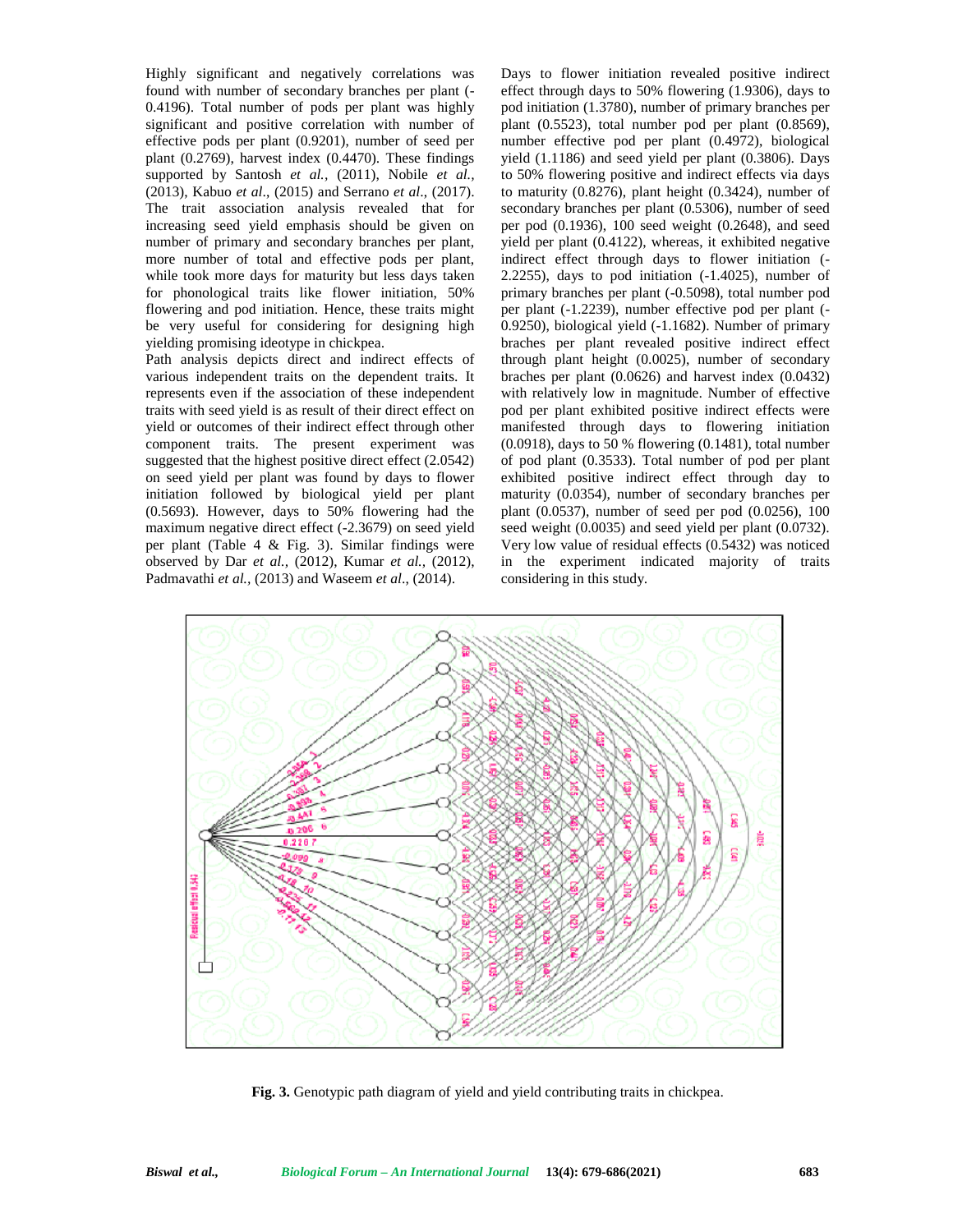Highly significant and negatively correlations was found with number of secondary branches per plant (-0.4196). Total number of pods per plant was highly significant and positive correlation with number of effective pods per plant (0.9201), number of seed per plant (0.2769), harvest index (0.4470). These findings supported by Santosh *et al.*, (2011), Nobile *et al.*, (2013), Kabuo *et al*., (2015) and Serrano *et al*., (2017). The trait association analysis revealed that for increasing seed yield emphasis should be given on number of primary and secondary branches per plant, more number of total and effective pods per plant, while took more days for maturity but less days taken for phonological traits like flower initiation, 50% flowering and pod initiation. Hence, these traits might be very useful for considering for designing high yielding promising ideotype in chickpea.

Path analysis depicts direct and indirect effects of various independent traits on the dependent traits. It represents even if the association of these independent traits with seed yield is as result of their direct effect on yield or outcomes of their indirect effect through other component traits. The present experiment was suggested that the highest positive direct effect (2.0542) on seed yield per plant was found by days to flower initiation followed by biological yield per plant (0.5693). However, days to 50% flowering had the maximum negative direct effect (-2.3679) on seed yield per plant (Table 4 & Fig. 3). Similar findings were observed by Dar *et al.*, (2012), Kumar *et al.*, (2012), Padmavathi *et al.*, (2013) and Waseem *et al*., (2014).

Days to flower initiation revealed positive indirect effect through days to 50% flowering (1.9306), days to pod initiation (1.3780), number of primary branches per plant (0.5523), total number pod per plant (0.8569), number effective pod per plant (0.4972), biological yield (1.1186) and seed yield per plant (0.3806). Days to 50% flowering positive and indirect effects via days to maturity (0.8276), plant height (0.3424), number of secondary branches per plant (0.5306), number of seed per pod (0.1936), 100 seed weight (0.2648), and seed yield per plant (0.4122), whereas, it exhibited negative indirect effect through days to flower initiation (-2.2255), days to pod initiation (-1.4025), number of primary branches per plant (-0.5098), total number pod per plant (-1.2239), number effective pod per plant (-0.9250), biological yield (-1.1682). Number of primary braches per plant revealed positive indirect effect through plant height (0.0025), number of secondary braches per plant (0.0626) and harvest index (0.0432) with relatively low in magnitude. Number of effective pod per plant exhibited positive indirect effects were manifested through days to flowering initiation (0.0918), days to 50 % flowering (0.1481), total number of pod plant (0.3533). Total number of pod per plant exhibited positive indirect effect through day to maturity (0.0354), number of secondary branches per plant (0.0537), number of seed per pod (0.0256), 100 seed weight (0.0035) and seed yield per plant (0.0732). Very low value of residual effects (0.5432) was noticed in the experiment indicated majority of traits considering in this study.

**Fig. 3.** Genotypic path diagram of yield and yield contributing traits in chickpea.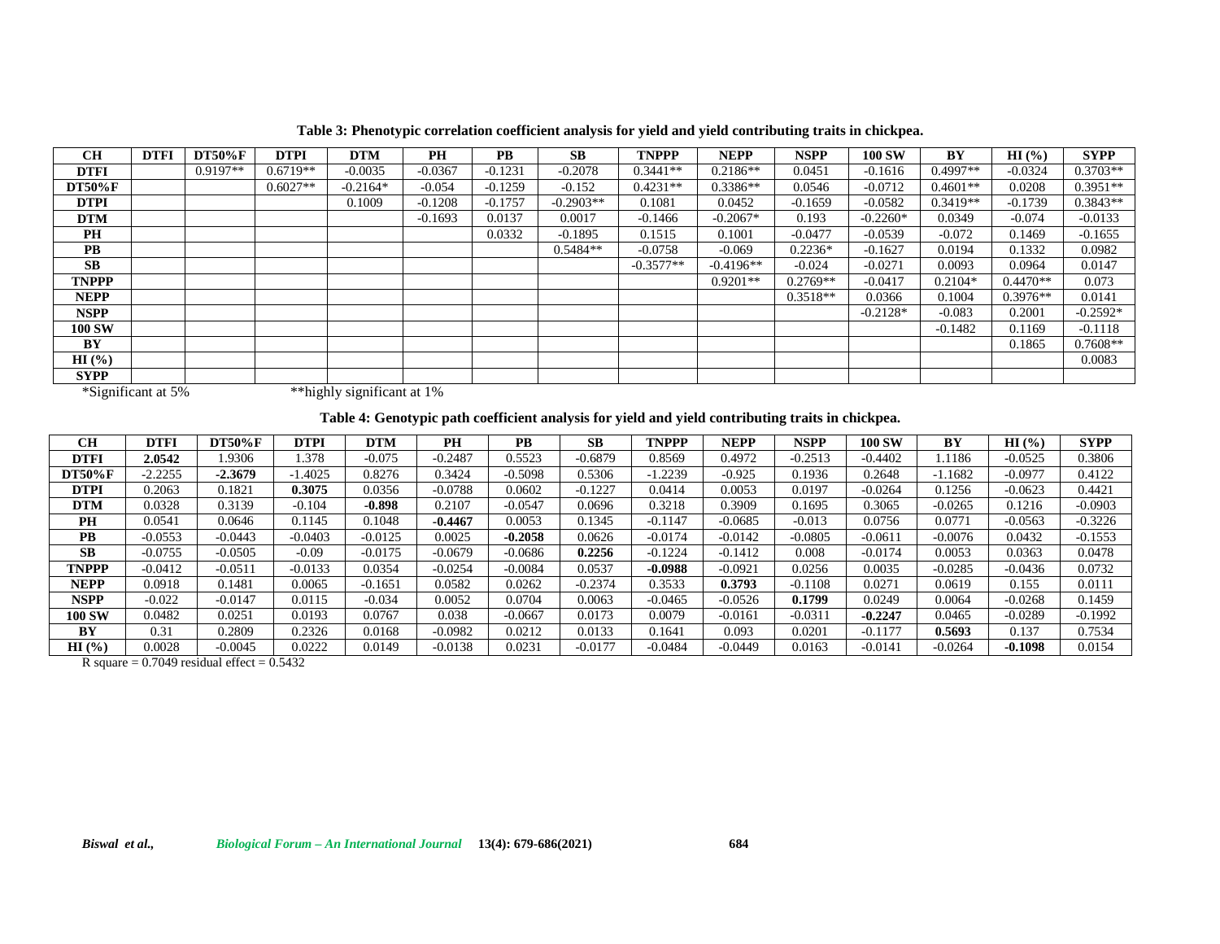**Table 3: Phenotypic correlation coefficient analysis for yield and yield contributing traits in chickpea.**

| CH | DTFI | DT50%F | DTPI | DTM | PH | PB | SB | TNPPP | NEPP | NSPP | 100 SW | BY | HI (%) | SYPP |
|---|---|---|---|---|---|---|---|---|---|---|---|---|---|---|
| **DTFI** | | 0.9197** | 0.6719** | -0.0035 | -0.0367 | -0.1231 | -0.2078 | 0.3441** | 0.2186** | 0.0451 | -0.1616 | 0.4997** | -0.0324 | 0.3703** |
| **DT50%F** | | | 0.6027** | -0.2164* | -0.054 | -0.1259 | -0.152 | 0.4231** | 0.3386** | 0.0546 | -0.0712 | 0.4601** | 0.0208 | 0.3951** |
| **DTPI** | | | | 0.1009 | -0.1208 | -0.1757 | -0.2903** | 0.1081 | 0.0452 | -0.1659 | -0.0582 | 0.3419** | -0.1739 | 0.3843** |
| **DTM** | | | | | -0.1693 | 0.0137 | 0.0017 | -0.1466 | -0.2067* | 0.193 | -0.2260* | 0.0349 | -0.074 | -0.0133 |
| **PH** | | | | | | 0.0332 | -0.1895 | 0.1515 | 0.1001 | -0.0477 | -0.0539 | -0.072 | 0.1469 | -0.1655 |
| **PB** | | | | | | | 0.5484** | -0.0758 | -0.069 | 0.2236* | -0.1627 | 0.0194 | 0.1332 | 0.0982 |
| **SB** | | | | | | | | -0.3577** | -0.4196** | -0.024 | -0.0271 | 0.0093 | 0.0964 | 0.0147 |
| **TNPPP** | | | | | | | | | 0.9201** | 0.2769** | -0.0417 | 0.2104* | 0.4470** | 0.073 |
| **NEPP** | | | | | | | | | | 0.3518** | 0.0366 | 0.1004 | 0.3976** | 0.0141 |
| **NSPP** | | | | | | | | | | | -0.2128* | -0.083 | 0.2001 | -0.2592* |
| **100 SW** | | | | | | | | | | | | -0.1482 | 0.1169 | -0.1118 |
| **BY** | | | | | | | | | | | | | 0.1865 | 0.7608** |
| **HI (%)** | | | | | | | | | | | | | | 0.0083 |
| **SYPP** | | | | | | | | | | | | | | |

*Significant at 5% **highly significant at 1%

**Table 4: Genotypic path coefficient analysis for yield and yield contributing traits in chickpea.**

| CH | DTFI | DT50%F | DTPI | DTM | PH | PB | SB | TNPPP | NEPP | NSPP | 100 SW | BY | HI (%) | SYPP |
|---|---|---|---|---|---|---|---|---|---|---|---|---|---|---|
| **DTFI** | **2.0542** | 1.9306 | 1.378 | -0.075 | -0.2487 | 0.5523 | -0.6879 | 0.8569 | 0.4972 | -0.2513 | -0.4402 | 1.1186 | -0.0525 | 0.3806 |
| **DT50%F** | -2.2255 | **-2.3679** | -1.4025 | 0.8276 | 0.3424 | -0.5098 | 0.5306 | -1.2239 | -0.925 | 0.1936 | 0.2648 | -1.1682 | -0.0977 | 0.4122 |
| **DTPI** | 0.2063 | 0.1821 | **0.3075** | 0.0356 | -0.0788 | 0.0602 | -0.1227 | 0.0414 | 0.0053 | 0.0197 | -0.0264 | 0.1256 | -0.0623 | 0.4421 |
| **DTM** | 0.0328 | 0.3139 | -0.104 | **-0.898** | 0.2107 | -0.0547 | 0.0696 | 0.3218 | 0.3909 | 0.1695 | 0.3065 | -0.0265 | 0.1216 | -0.0903 |
| **PH** | 0.0541 | 0.0646 | 0.1145 | 0.1048 | **-0.4467** | 0.0053 | 0.1345 | -0.1147 | -0.0685 | -0.013 | 0.0756 | 0.0771 | -0.0563 | -0.3226 |
| **PB** | -0.0553 | -0.0443 | -0.0403 | -0.0125 | 0.0025 | **-0.2058** | 0.0626 | -0.0174 | -0.0142 | -0.0805 | -0.0611 | -0.0076 | 0.0432 | -0.1553 |
| **SB** | -0.0755 | -0.0505 | -0.09 | -0.0175 | -0.0679 | -0.0686 | **0.2256** | -0.1224 | -0.1412 | 0.008 | -0.0174 | 0.0053 | 0.0363 | 0.0478 |
| **TNPPP** | -0.0412 | -0.0511 | -0.0133 | 0.0354 | -0.0254 | -0.0084 | 0.0537 | **-0.0988** | -0.0921 | 0.0256 | 0.0035 | -0.0285 | -0.0436 | 0.0732 |
| **NEPP** | 0.0918 | 0.1481 | 0.0065 | -0.1651 | 0.0582 | 0.0262 | -0.2374 | 0.3533 | **0.3793** | -0.1108 | 0.0271 | 0.0619 | 0.155 | 0.0111 |
| **NSPP** | -0.022 | -0.0147 | 0.0115 | -0.034 | 0.0052 | 0.0704 | 0.0063 | -0.0465 | -0.0526 | **0.1799** | 0.0249 | 0.0064 | -0.0268 | 0.1459 |
| **100 SW** | 0.0482 | 0.0251 | 0.0193 | 0.0767 | 0.038 | -0.0667 | 0.0173 | 0.0079 | -0.0161 | -0.0311 | **-0.2247** | 0.0465 | -0.0289 | -0.1992 |
| **BY** | 0.31 | 0.2809 | 0.2326 | 0.0168 | -0.0982 | 0.0212 | 0.0133 | 0.1641 | 0.093 | 0.0201 | -0.1177 | **0.5693** | 0.137 | 0.7534 |
| **HI (%)** | 0.0028 | -0.0045 | 0.0222 | 0.0149 | -0.0138 | 0.0231 | -0.0177 | -0.0484 | -0.0449 | 0.0163 | -0.0141 | -0.0264 | **-0.1098** | 0.0154 |

R square = 0.7049 residual effect = 0.5432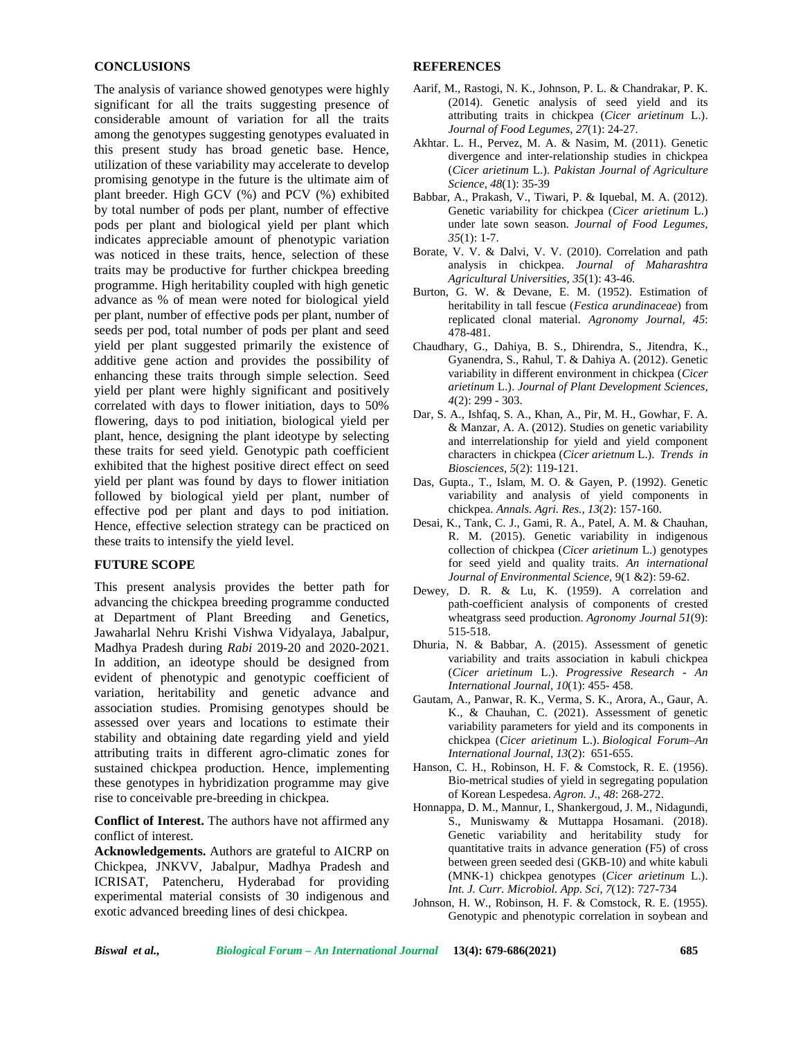## CONCLUSIONS

The analysis of variance showed genotypes were highly significant for all the traits suggesting presence of considerable amount of variation for all the traits among the genotypes suggesting genotypes evaluated in this present study has broad genetic base. Hence, utilization of these variability may accelerate to develop promising genotype in the future is the ultimate aim of plant breeder. High GCV (%) and PCV (%) exhibited by total number of pods per plant, number of effective pods per plant and biological yield per plant which indicates appreciable amount of phenotypic variation was noticed in these traits, hence, selection of these traits may be productive for further chickpea breeding programme. High heritability coupled with high genetic advance as % of mean were noted for biological yield per plant, number of effective pods per plant, number of seeds per pod, total number of pods per plant and seed yield per plant suggested primarily the existence of additive gene action and provides the possibility of enhancing these traits through simple selection. Seed yield per plant were highly significant and positively correlated with days to flower initiation, days to 50% flowering, days to pod initiation, biological yield per plant, hence, designing the plant ideotype by selecting these traits for seed yield. Genotypic path coefficient exhibited that the highest positive direct effect on seed yield per plant was found by days to flower initiation followed by biological yield per plant, number of effective pod per plant and days to pod initiation. Hence, effective selection strategy can be practiced on these traits to intensify the yield level.

## FUTURE SCOPE

This present analysis provides the better path for advancing the chickpea breeding programme conducted at Department of Plant Breeding and Genetics, Jawaharlal Nehru Krishi Vishwa Vidyalaya, Jabalpur, Madhya Pradesh during *Rabi* 2019-20 and 2020-2021. In addition, an ideotype should be designed from evident of phenotypic and genotypic coefficient of variation, heritability and genetic advance and association studies. Promising genotypes should be assessed over years and locations to estimate their stability and obtaining date regarding yield and yield attributing traits in different agro-climatic zones for sustained chickpea production. Hence, implementing these genotypes in hybridization programme may give rise to conceivable pre-breeding in chickpea.

**Conflict of Interest.** The authors have not affirmed any conflict of interest.

**Acknowledgements.** Authors are grateful to AICRP on Chickpea, JNKVV, Jabalpur, Madhya Pradesh and ICRISAT, Patencheru, Hyderabad for providing experimental material consists of 30 indigenous and exotic advanced breeding lines of desi chickpea.

## REFERENCES

Aarif, M., Rastogi, N. K., Johnson, P. L. & Chandrakar, P. K. (2014). Genetic analysis of seed yield and its attributing traits in chickpea (*Cicer arietinum* L.). *Journal of Food Legumes*, *27*(1): 24-27.

Akhtar. L. H., Pervez, M. A. & Nasim, M. (2011). Genetic divergence and inter-relationship studies in chickpea (*Cicer arietinum* L.). *Pakistan Journal of Agriculture Science, 48*(1): 35-39

Babbar, A., Prakash, V., Tiwari, P. & Iquebal, M. A. (2012). Genetic variability for chickpea (*Cicer arietinum* L.) under late sown season. *Journal of Food Legumes, 35*(1): 1-7.

Borate, V. V. & Dalvi, V. V. (2010). Correlation and path analysis in chickpea. *Journal of Maharashtra Agricultural Universities, 35*(1): 43-46.

Burton, G. W. & Devane, E. M. (1952). Estimation of heritability in tall fescue (*Festica arundinaceae*) from replicated clonal material. *Agronomy Journal, 45*: 478-481.

Chaudhary, G., Dahiya, B. S., Dhirendra, S., Jitendra, K., Gyanendra, S., Rahul, T. & Dahiya A. (2012). Genetic variability in different environment in chickpea (*Cicer arietinum* L.). *Journal of Plant Development Sciences, 4*(2): 299 - 303.

Dar, S. A., Ishfaq, S. A., Khan, A., Pir, M. H., Gowhar, F. A. & Manzar, A. A. (2012). Studies on genetic variability and interrelationship for yield and yield component characters in chickpea (*Cicer arietnum* L.). *Trends in Biosciences, 5*(2): 119-121.

Das, Gupta., T., Islam, M. O. & Gayen, P. (1992). Genetic variability and analysis of yield components in chickpea. *Annals. Agri. Res., 13*(2): 157-160.

Desai, K., Tank, C. J., Gami, R. A., Patel, A. M. & Chauhan, R. M. (2015). Genetic variability in indigenous collection of chickpea (*Cicer arietinum* L.) genotypes for seed yield and quality traits. *An international Journal of Environmental Science*, 9(1 &2): 59-62.

Dewey, D. R. & Lu, K. (1959). A correlation and path-coefficient analysis of components of crested wheatgrass seed production. *Agronomy Journal 51*(9): 515-518.

Dhuria, N. & Babbar, A. (2015). Assessment of genetic variability and traits association in kabuli chickpea (*Cicer arietinum* L.). *Progressive Research - An International Journal, 10*(1): 455- 458.

Gautam, A., Panwar, R. K., Verma, S. K., Arora, A., Gaur, A. K., & Chauhan, C. (2021). Assessment of genetic variability parameters for yield and its components in chickpea (*Cicer arietinum* L.). *Biological Forum–An International Journal*, *13*(2): 651-655.

Hanson, C. H., Robinson, H. F. & Comstock, R. E. (1956). Bio-metrical studies of yield in segregating population of Korean Lespedesa. *Agron. J., 48*: 268-272.

Honnappa, D. M., Mannur, I., Shankergoud, J. M., Nidagundi, S., Muniswamy & Muttappa Hosamani. (2018). Genetic variability and heritability study for quantitative traits in advance generation (F5) of cross between green seeded desi (GKB-10) and white kabuli (MNK-1) chickpea genotypes (*Cicer arietinum* L.). *Int. J. Curr. Microbiol. App. Sci, 7*(12): 727-734

Johnson, H. W., Robinson, H. F. & Comstock, R. E. (1955). Genotypic and phenotypic correlation in soybean and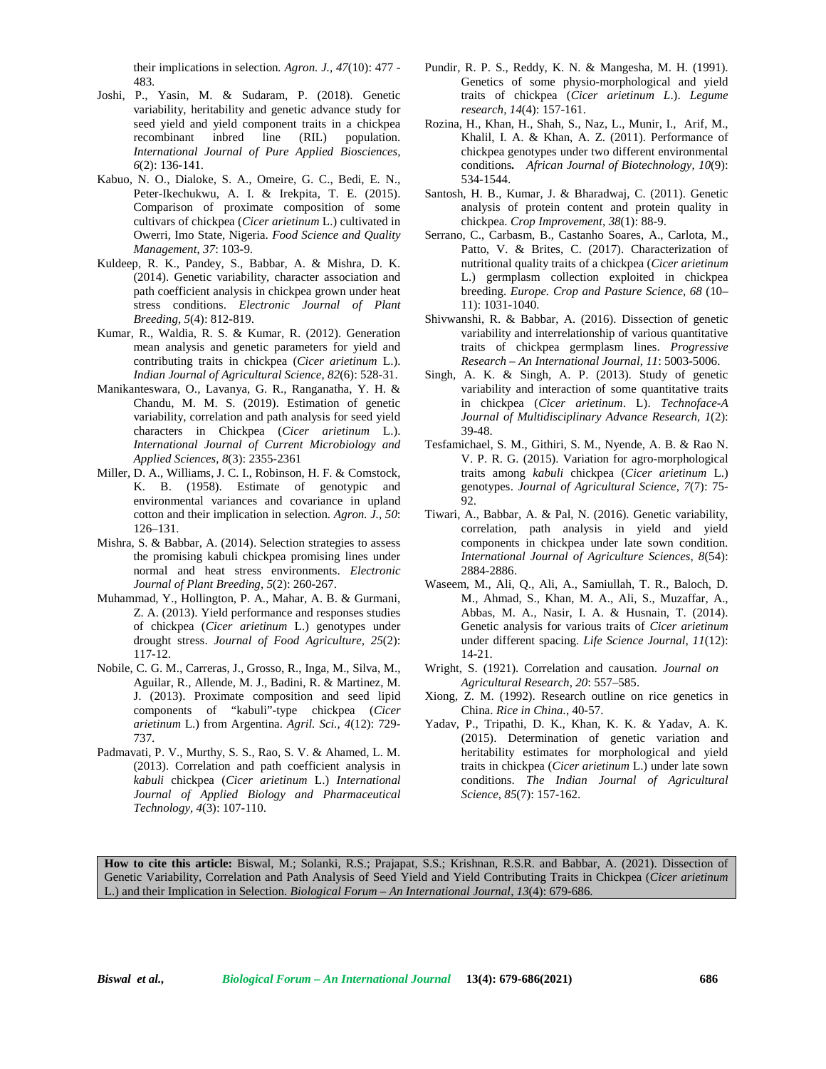their implications in selection. *Agron. J., 47*(10): 477 - 483.

Joshi, P., Yasin, M. & Sudaram, P. (2018). Genetic variability, heritability and genetic advance study for seed yield and yield component traits in a chickpea recombinant inbred line (RIL) population. *International Journal of Pure Applied Biosciences, 6*(2): 136-141.

Kabuo, N. O., Dialoke, S. A., Omeire, G. C., Bedi, E. N., Peter-Ikechukwu, A. I. & Irekpita, T. E. (2015). Comparison of proximate composition of some cultivars of chickpea (*Cicer arietinum* L.) cultivated in Owerri, Imo State, Nigeria. *Food Science and Quality Management, 37*: 103-9.

Kuldeep, R. K., Pandey, S., Babbar, A. & Mishra, D. K. (2014). Genetic variability, character association and path coefficient analysis in chickpea grown under heat stress conditions. *Electronic Journal of Plant Breeding, 5*(4): 812-819.

Kumar, R., Waldia, R. S. & Kumar, R. (2012). Generation mean analysis and genetic parameters for yield and contributing traits in chickpea (*Cicer arietinum* L.). *Indian Journal of Agricultural Science, 82*(6): 528-31.

Manikanteswara, O., Lavanya, G. R., Ranganatha, Y. H. & Chandu, M. M. S. (2019). Estimation of genetic variability, correlation and path analysis for seed yield characters in Chickpea (*Cicer arietinum* L.). *International Journal of Current Microbiology and Applied Sciences, 8*(3): 2355-2361

Miller, D. A., Williams, J. C. I., Robinson, H. F. & Comstock, K. B. (1958). Estimate of genotypic and environmental variances and covariance in upland cotton and their implication in selection. *Agron. J., 50*: 126–131.

Mishra, S. & Babbar, A. (2014). Selection strategies to assess the promising kabuli chickpea promising lines under normal and heat stress environments. *Electronic Journal of Plant Breeding, 5*(2): 260-267.

Muhammad, Y., Hollington, P. A., Mahar, A. B. & Gurmani, Z. A. (2013). Yield performance and responses studies of chickpea (*Cicer arietinum* L.) genotypes under drought stress. *Journal of Food Agriculture, 25*(2): 117-12.

Nobile, C. G. M., Carreras, J., Grosso, R., Inga, M., Silva, M., Aguilar, R., Allende, M. J., Badini, R. & Martinez, M. J. (2013). Proximate composition and seed lipid components of "kabuli"-type chickpea (*Cicer arietinum* L.) from Argentina. *Agril. Sci., 4*(12): 729-737.

Padmavati, P. V., Murthy, S. S., Rao, S. V. & Ahamed, L. M. (2013). Correlation and path coefficient analysis in *kabuli* chickpea (*Cicer arietinum* L.) *International Journal of Applied Biology and Pharmaceutical Technology, 4*(3): 107-110.

Pundir, R. P. S., Reddy, K. N. & Mangesha, M. H. (1991). Genetics of some physio-morphological and yield traits of chickpea (*Cicer arietinum L.*). *Legume research, 14*(4): 157-161.

Rozina, H., Khan, H., Shah, S., Naz, L., Munir, I., Arif, M., Khalil, I. A. & Khan, A. Z. (2011). Performance of chickpea genotypes under two different environmental conditions. *African Journal of Biotechnology, 10*(9): 534-1544.

Santosh, H. B., Kumar, J. & Bharadwaj, C. (2011). Genetic analysis of protein content and protein quality in chickpea. *Crop Improvement, 38*(1): 88-9.

Serrano, C., Carbasm, B., Castanho Soares, A., Carlota, M., Patto, V. & Brites, C. (2017). Characterization of nutritional quality traits of a chickpea (*Cicer arietinum* L.) germplasm collection exploited in chickpea breeding. *Europe. Crop and Pasture Science, 68* (10–11): 1031-1040.

Shivwanshi, R. & Babbar, A. (2016). Dissection of genetic variability and interrelationship of various quantitative traits of chickpea germplasm lines. *Progressive Research – An International Journal, 11*: 5003-5006.

Singh, A. K. & Singh, A. P. (2013). Study of genetic variability and interaction of some quantitative traits in chickpea (*Cicer arietinum*. L). *Technoface-A Journal of Multidisciplinary Advance Research, 1*(2): 39-48.

Tesfamichael, S. M., Githiri, S. M., Nyende, A. B. & Rao N. V. P. R. G. (2015). Variation for agro-morphological traits among *kabuli* chickpea (*Cicer arietinum* L.) genotypes. *Journal of Agricultural Science, 7*(7): 75-92.

Tiwari, A., Babbar, A. & Pal, N. (2016). Genetic variability, correlation, path analysis in yield and yield components in chickpea under late sown condition. *International Journal of Agriculture Sciences, 8*(54): 2884-2886.

Waseem, M., Ali, Q., Ali, A., Samiullah, T. R., Baloch, D. M., Ahmad, S., Khan, M. A., Ali, S., Muzaffar, A., Abbas, M. A., Nasir, I. A. & Husnain, T. (2014). Genetic analysis for various traits of *Cicer arietinum* under different spacing. *Life Science Journal, 11*(12): 14-21.

Wright, S. (1921). Correlation and causation. *Journal on Agricultural Research, 20*: 557–585.

Xiong, Z. M. (1992). Research outline on rice genetics in China. *Rice in China.*, 40-57.

Yadav, P., Tripathi, D. K., Khan, K. K. & Yadav, A. K. (2015). Determination of genetic variation and heritability estimates for morphological and yield traits in chickpea (*Cicer arietinum* L.) under late sown conditions. *The Indian Journal of Agricultural Science, 85*(7): 157-162.

**How to cite this article:** Biswal, M.; Solanki, R.S.; Prajapat, S.S.; Krishnan, R.S.R. and Babbar, A. (2021). Dissection of Genetic Variability, Correlation and Path Analysis of Seed Yield and Yield Contributing Traits in Chickpea (*Cicer arietinum* L.) and their Implication in Selection. *Biological Forum – An International Journal, 13*(4): 679-686.